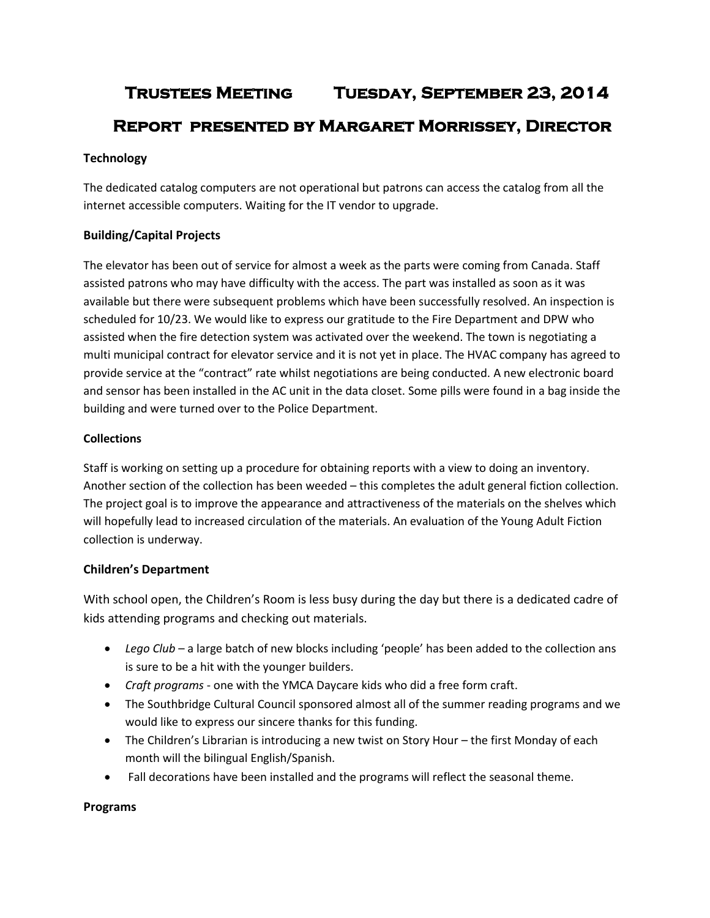# Trustees Meeting Tuesday, September 23, 2014

# Report presented by Margaret Morrissey, Director

**Technology**

The dedicated catalog computers are not operational but patrons can access the catalog from all the internet accessible computers. Waiting for the IT vendor to upgrade.

**Building/Capital Projects**

The elevator has been out of service for almost a week as the parts were coming from Canada. Staff assisted patrons who may have difficulty with the access. The part was installed as soon as it was available but there were subsequent problems which have been successfully resolved. An inspection is scheduled for 10/23. We would like to express our gratitude to the Fire Department and DPW who assisted when the fire detection system was activated over the weekend. The town is negotiating a multi municipal contract for elevator service and it is not yet in place. The HVAC company has agreed to provide service at the "contract" rate whilst negotiations are being conducted. A new electronic board and sensor has been installed in the AC unit in the data closet. Some pills were found in a bag inside the building and were turned over to the Police Department.

**Collections**

Staff is working on setting up a procedure for obtaining reports with a view to doing an inventory. Another section of the collection has been weeded – this completes the adult general fiction collection. The project goal is to improve the appearance and attractiveness of the materials on the shelves which will hopefully lead to increased circulation of the materials. An evaluation of the Young Adult Fiction collection is underway.

**Children's Department**

With school open, the Children's Room is less busy during the day but there is a dedicated cadre of kids attending programs and checking out materials.

- *Lego Club* – a large batch of new blocks including 'people' has been added to the collection ans is sure to be a hit with the younger builders.
- *Craft programs* - one with the YMCA Daycare kids who did a free form craft.
- The Southbridge Cultural Council sponsored almost all of the summer reading programs and we would like to express our sincere thanks for this funding.
- The Children's Librarian is introducing a new twist on Story Hour – the first Monday of each month will the bilingual English/Spanish.
- Fall decorations have been installed and the programs will reflect the seasonal theme.

**Programs**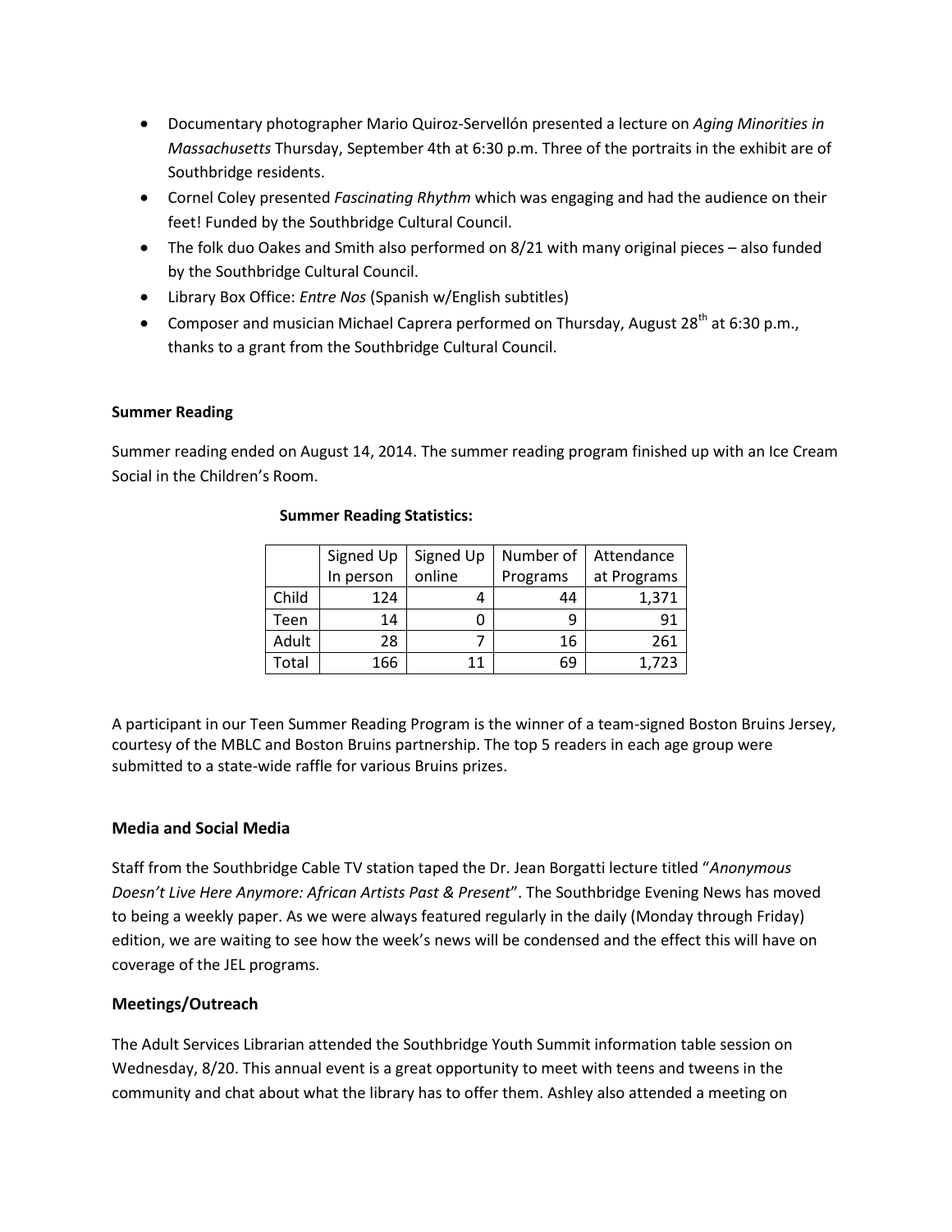- Documentary photographer Mario Quiroz-Servellón presented a lecture on *Aging Minorities in Massachusetts* Thursday, September 4th at 6:30 p.m. Three of the portraits in the exhibit are of Southbridge residents.
- Cornel Coley presented *Fascinating Rhythm* which was engaging and had the audience on their feet! Funded by the Southbridge Cultural Council.
- The folk duo Oakes and Smith also performed on 8/21 with many original pieces – also funded by the Southbridge Cultural Council.
- Library Box Office: *Entre Nos* (Spanish w/English subtitles)
- Composer and musician Michael Caprera performed on Thursday, August 28th at 6:30 p.m., thanks to a grant from the Southbridge Cultural Council.

**Summer Reading**

Summer reading ended on August 14, 2014. The summer reading program finished up with an Ice Cream Social in the Children's Room.

**Summer Reading Statistics:**

| | Signed Up In person | Signed Up online | Number of Programs | Attendance at Programs |
|---|---|---|---|---|
| Child | 124 | 4 | 44 | 1,371 |
| Teen | 14 | 0 | 9 | 91 |
| Adult | 28 | 7 | 16 | 261 |
| Total | 166 | 11 | 69 | 1,723 |

A participant in our Teen Summer Reading Program is the winner of a team-signed Boston Bruins Jersey, courtesy of the MBLC and Boston Bruins partnership. The top 5 readers in each age group were submitted to a state-wide raffle for various Bruins prizes.

**Media and Social Media**

Staff from the Southbridge Cable TV station taped the Dr. Jean Borgatti lecture titled "*Anonymous Doesn't Live Here Anymore: African Artists Past & Present*". The Southbridge Evening News has moved to being a weekly paper. As we were always featured regularly in the daily (Monday through Friday) edition, we are waiting to see how the week's news will be condensed and the effect this will have on coverage of the JEL programs.

**Meetings/Outreach**

The Adult Services Librarian attended the Southbridge Youth Summit information table session on Wednesday, 8/20. This annual event is a great opportunity to meet with teens and tweens in the community and chat about what the library has to offer them. Ashley also attended a meeting on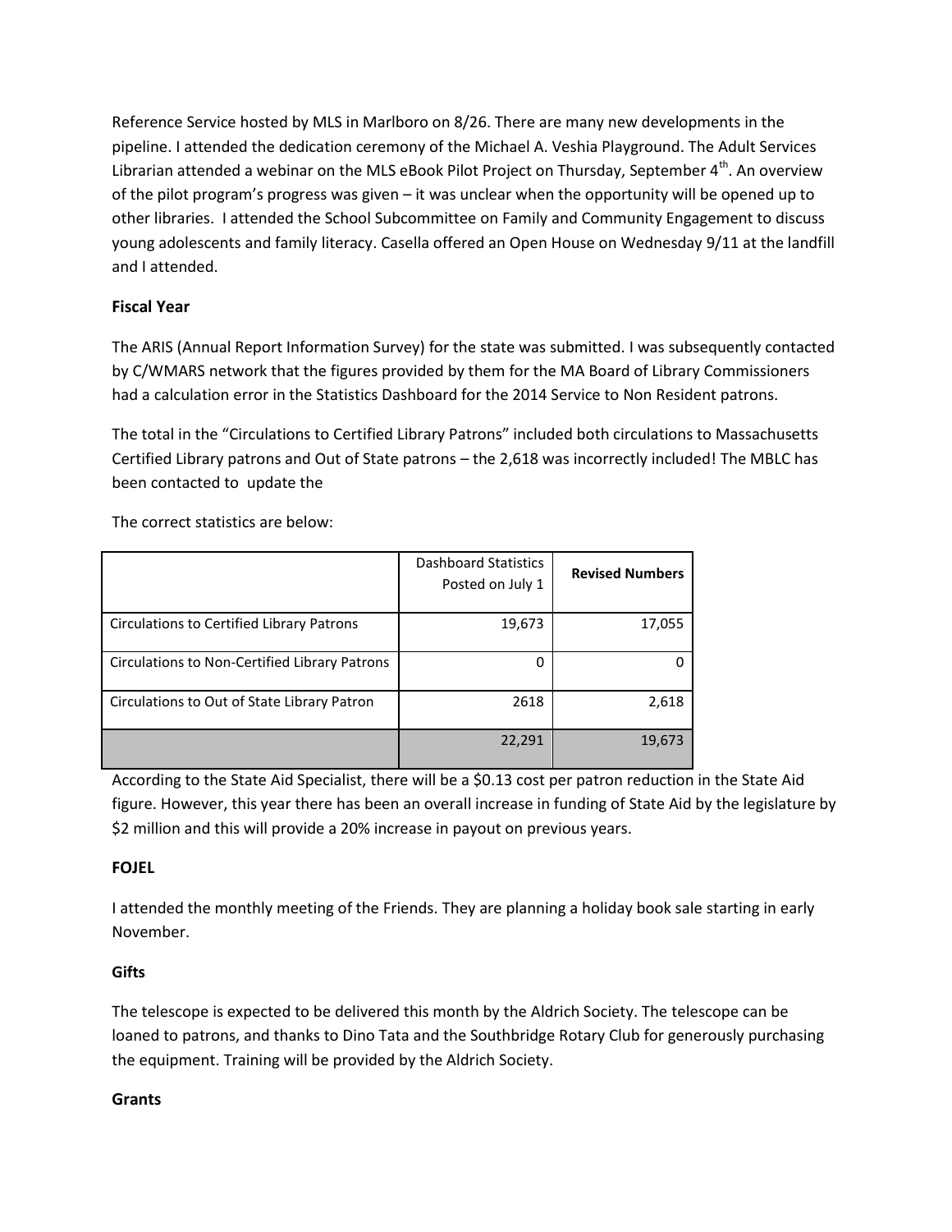Reference Service hosted by MLS in Marlboro on 8/26. There are many new developments in the pipeline. I attended the dedication ceremony of the Michael A. Veshia Playground. The Adult Services Librarian attended a webinar on the MLS eBook Pilot Project on Thursday, September 4th. An overview of the pilot program's progress was given – it was unclear when the opportunity will be opened up to other libraries. I attended the School Subcommittee on Family and Community Engagement to discuss young adolescents and family literacy. Casella offered an Open House on Wednesday 9/11 at the landfill and I attended.

**Fiscal Year**

The ARIS (Annual Report Information Survey) for the state was submitted. I was subsequently contacted by C/WMARS network that the figures provided by them for the MA Board of Library Commissioners had a calculation error in the Statistics Dashboard for the 2014 Service to Non Resident patrons.

The total in the "Circulations to Certified Library Patrons" included both circulations to Massachusetts Certified Library patrons and Out of State patrons – the 2,618 was incorrectly included! The MBLC has been contacted to update the

The correct statistics are below:

| | Dashboard Statistics Posted on July 1 | **Revised Numbers** |
|---|---|---|
| Circulations to Certified Library Patrons | 19,673 | 17,055 |
| Circulations to Non-Certified Library Patrons | 0 | 0 |
| Circulations to Out of State Library Patron | 2618 | 2,618 |
| | 22,291 | 19,673 |

According to the State Aid Specialist, there will be a $0.13 cost per patron reduction in the State Aid figure. However, this year there has been an overall increase in funding of State Aid by the legislature by $2 million and this will provide a 20% increase in payout on previous years.

**FOJEL**

I attended the monthly meeting of the Friends. They are planning a holiday book sale starting in early November.

**Gifts**

The telescope is expected to be delivered this month by the Aldrich Society. The telescope can be loaned to patrons, and thanks to Dino Tata and the Southbridge Rotary Club for generously purchasing the equipment. Training will be provided by the Aldrich Society.

**Grants**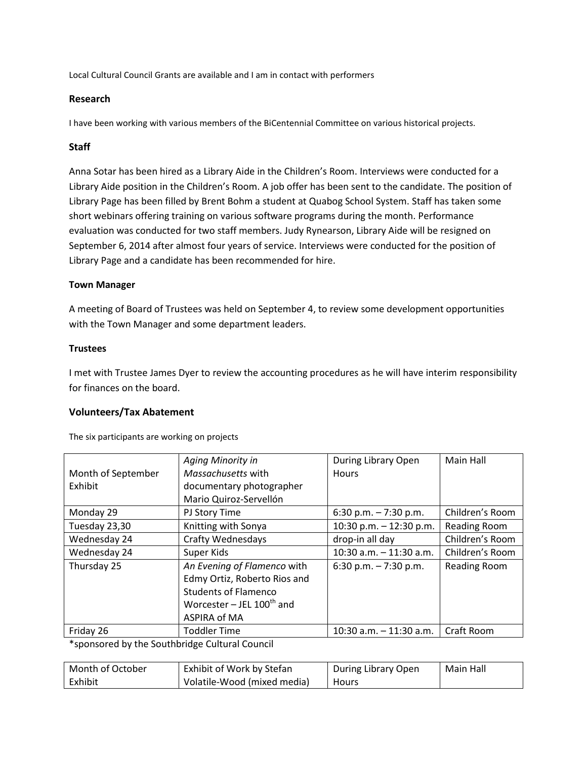Local Cultural Council Grants are available and I am in contact with performers

### Research

I have been working with various members of the BiCentennial Committee on various historical projects.

### Staff

Anna Sotar has been hired as a Library Aide in the Children's Room. Interviews were conducted for a Library Aide position in the Children's Room. A job offer has been sent to the candidate. The position of Library Page has been filled by Brent Bohm a student at Quabog School System. Staff has taken some short webinars offering training on various software programs during the month. Performance evaluation was conducted for two staff members. Judy Rynearson, Library Aide will be resigned on September 6, 2014 after almost four years of service. Interviews were conducted for the position of Library Page and a candidate has been recommended for hire.

### Town Manager

A meeting of Board of Trustees was held on September 4, to review some development opportunities with the Town Manager and some department leaders.

### Trustees

I met with Trustee James Dyer to review the accounting procedures as he will have interim responsibility for finances on the board.

### Volunteers/Tax Abatement

The six participants are working on projects

| | | | |
|---|---|---|---|
| Month of September Exhibit | *Aging Minority in Massachusetts* with documentary photographer Mario Quiroz-Servellón | During Library Open Hours | Main Hall |
| Monday 29 | PJ Story Time | 6:30 p.m. – 7:30 p.m. | Children's Room |
| Tuesday 23,30 | Knitting with Sonya | 10:30 p.m. – 12:30 p.m. | Reading Room |
| Wednesday 24 | Crafty Wednesdays | drop-in all day | Children's Room |
| Wednesday 24 | Super Kids | 10:30 a.m. – 11:30 a.m. | Children's Room |
| Thursday 25 | *An Evening of Flamenco* with Edmy Ortiz, Roberto Rios and Students of Flamenco Worcester – JEL 100th and ASPIRA of MA | 6:30 p.m. – 7:30 p.m. | Reading Room |
| Friday 26 | Toddler Time | 10:30 a.m. – 11:30 a.m. | Craft Room |

*sponsored by the Southbridge Cultural Council

| | | | |
|---|---|---|---|
| Month of October Exhibit | Exhibit of Work by Stefan Volatile-Wood (mixed media) | During Library Open Hours | Main Hall |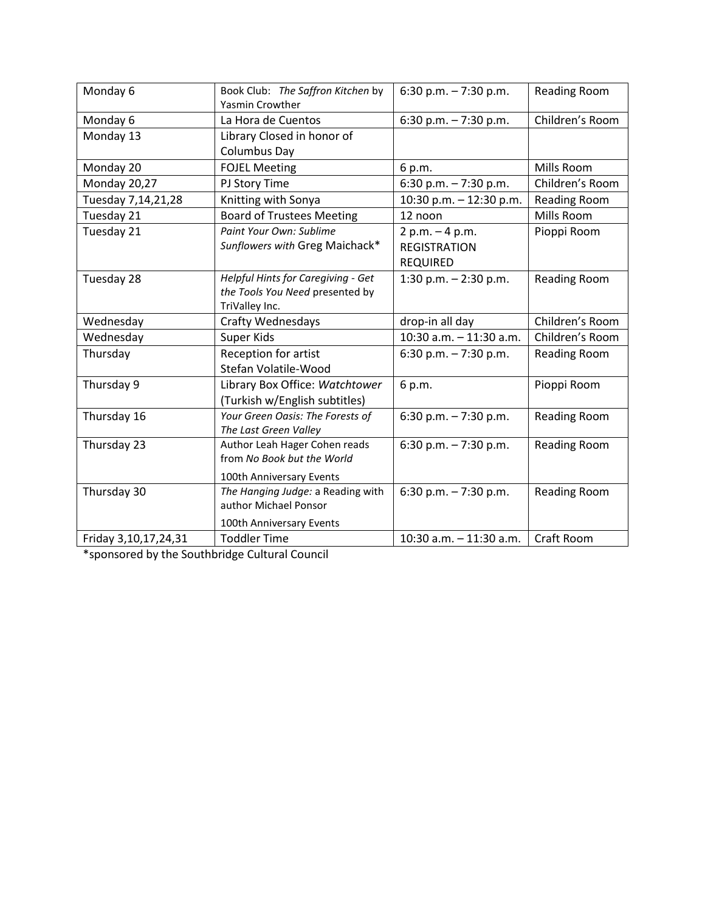| | | | |
|---|---|---|---|
| Monday 6 | Book Club: *The Saffron Kitchen* by Yasmin Crowther | 6:30 p.m. – 7:30 p.m. | Reading Room |
| Monday 6 | La Hora de Cuentos | 6:30 p.m. – 7:30 p.m. | Children's Room |
| Monday 13 | Library Closed in honor of Columbus Day | | |
| Monday 20 | FOJEL Meeting | 6 p.m. | Mills Room |
| Monday 20,27 | PJ Story Time | 6:30 p.m. – 7:30 p.m. | Children's Room |
| Tuesday 7,14,21,28 | Knitting with Sonya | 10:30 p.m. – 12:30 p.m. | Reading Room |
| Tuesday 21 | Board of Trustees Meeting | 12 noon | Mills Room |
| Tuesday 21 | *Paint Your Own: Sublime Sunflowers with* Greg Maichack* | 2 p.m. – 4 p.m. REGISTRATION REQUIRED | Pioppi Room |
| Tuesday 28 | *Helpful Hints for Caregiving - Get the Tools You Need* presented by TriValley Inc. | 1:30 p.m. – 2:30 p.m. | Reading Room |
| Wednesday | Crafty Wednesdays | drop-in all day | Children's Room |
| Wednesday | Super Kids | 10:30 a.m. – 11:30 a.m. | Children's Room |
| Thursday | Reception for artist Stefan Volatile-Wood | 6:30 p.m. – 7:30 p.m. | Reading Room |
| Thursday 9 | Library Box Office: *Watchtower* (Turkish w/English subtitles) | 6 p.m. | Pioppi Room |
| Thursday 16 | *Your Green Oasis: The Forests of The Last Green Valley* | 6:30 p.m. – 7:30 p.m. | Reading Room |
| Thursday 23 | Author Leah Hager Cohen reads from *No Book but the World* 100th Anniversary Events | 6:30 p.m. – 7:30 p.m. | Reading Room |
| Thursday 30 | *The Hanging Judge:* a Reading with author Michael Ponsor 100th Anniversary Events | 6:30 p.m. – 7:30 p.m. | Reading Room |
| Friday 3,10,17,24,31 | Toddler Time | 10:30 a.m. – 11:30 a.m. | Craft Room |

*sponsored by the Southbridge Cultural Council